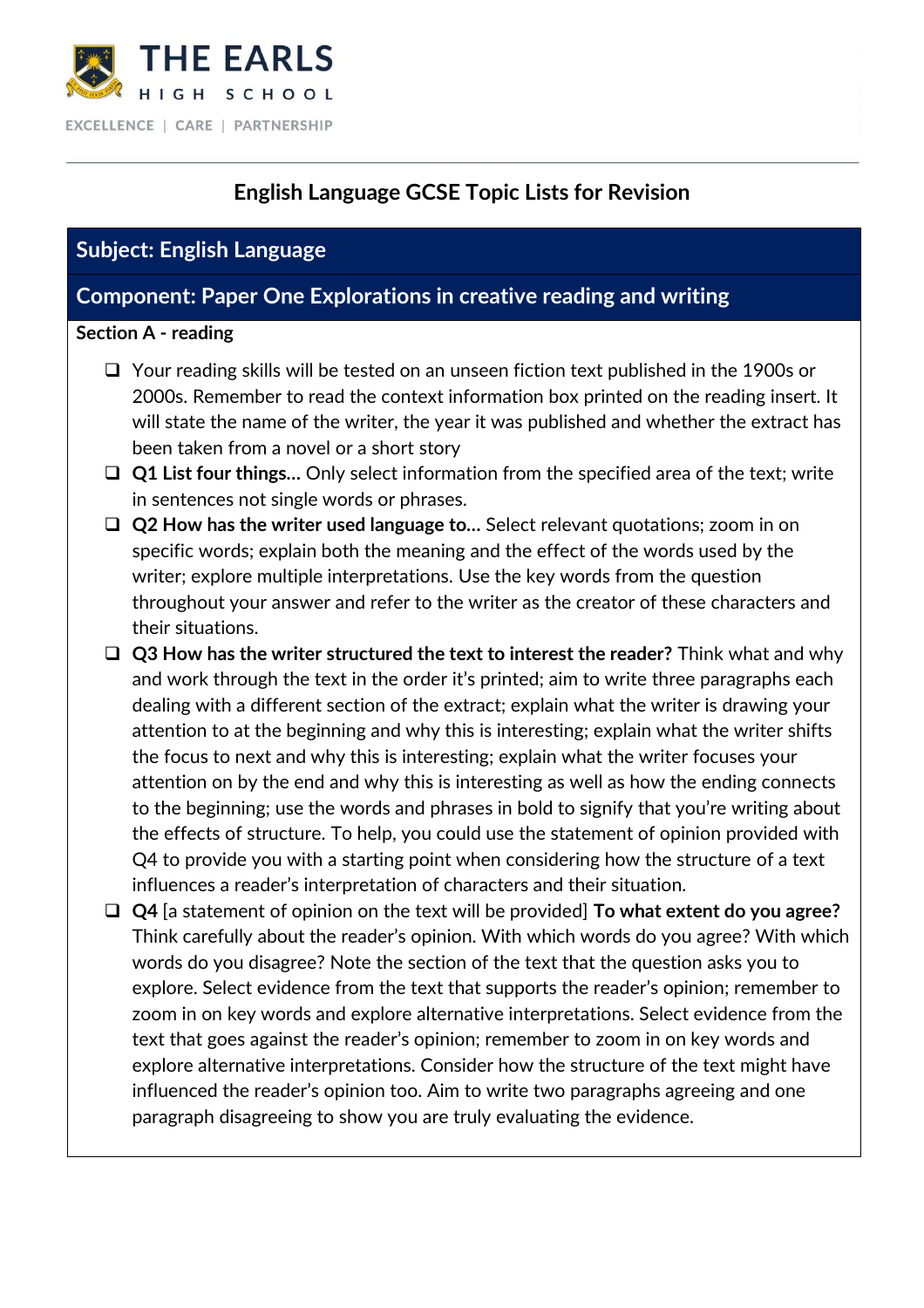# THE EARLS HIGH SCHOOL

EXCELLENCE | CARE | PARTNERSHIP

## English Language GCSE Topic Lists for Revision

### Subject: English Language

### Component: Paper One Explorations in creative reading and writing

**Section A - reading**

- ❑ Your reading skills will be tested on an unseen fiction text published in the 1900s or 2000s. Remember to read the context information box printed on the reading insert. It will state the name of the writer, the year it was published and whether the extract has been taken from a novel or a short story
- ❑ **Q1 List four things…** Only select information from the specified area of the text; write in sentences not single words or phrases.
- ❑ **Q2 How has the writer used language to…** Select relevant quotations; zoom in on specific words; explain both the meaning and the effect of the words used by the writer; explore multiple interpretations. Use the key words from the question throughout your answer and refer to the writer as the creator of these characters and their situations.
- ❑ **Q3 How has the writer structured the text to interest the reader?** Think what and why and work through the text in the order it's printed; aim to write three paragraphs each dealing with a different section of the extract; explain what the writer is drawing your attention to at the beginning and why this is interesting; explain what the writer shifts the focus to next and why this is interesting; explain what the writer focuses your attention on by the end and why this is interesting as well as how the ending connects to the beginning; use the words and phrases in bold to signify that you're writing about the effects of structure. To help, you could use the statement of opinion provided with Q4 to provide you with a starting point when considering how the structure of a text influences a reader's interpretation of characters and their situation.
- ❑ **Q4** [a statement of opinion on the text will be provided] **To what extent do you agree?** Think carefully about the reader's opinion. With which words do you agree? With which words do you disagree? Note the section of the text that the question asks you to explore. Select evidence from the text that supports the reader's opinion; remember to zoom in on key words and explore alternative interpretations. Select evidence from the text that goes against the reader's opinion; remember to zoom in on key words and explore alternative interpretations. Consider how the structure of the text might have influenced the reader's opinion too. Aim to write two paragraphs agreeing and one paragraph disagreeing to show you are truly evaluating the evidence.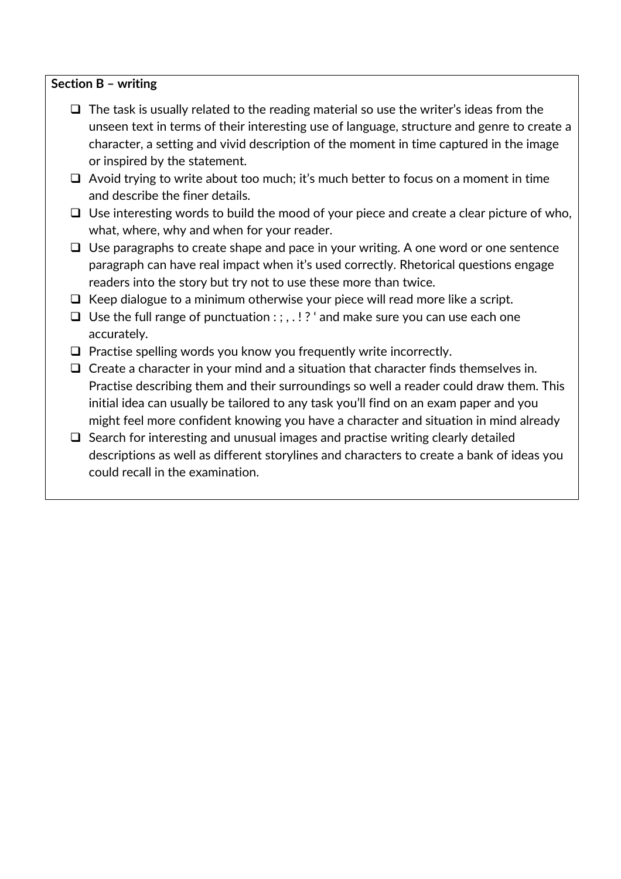**Section B – writing**

- [ ] The task is usually related to the reading material so use the writer's ideas from the unseen text in terms of their interesting use of language, structure and genre to create a character, a setting and vivid description of the moment in time captured in the image or inspired by the statement.
- [ ] Avoid trying to write about too much; it's much better to focus on a moment in time and describe the finer details.
- [ ] Use interesting words to build the mood of your piece and create a clear picture of who, what, where, why and when for your reader.
- [ ] Use paragraphs to create shape and pace in your writing. A one word or one sentence paragraph can have real impact when it's used correctly. Rhetorical questions engage readers into the story but try not to use these more than twice.
- [ ] Keep dialogue to a minimum otherwise your piece will read more like a script.
- [ ] Use the full range of punctuation : ; , . ! ? ' and make sure you can use each one accurately.
- [ ] Practise spelling words you know you frequently write incorrectly.
- [ ] Create a character in your mind and a situation that character finds themselves in. Practise describing them and their surroundings so well a reader could draw them. This initial idea can usually be tailored to any task you'll find on an exam paper and you might feel more confident knowing you have a character and situation in mind already
- [ ] Search for interesting and unusual images and practise writing clearly detailed descriptions as well as different storylines and characters to create a bank of ideas you could recall in the examination.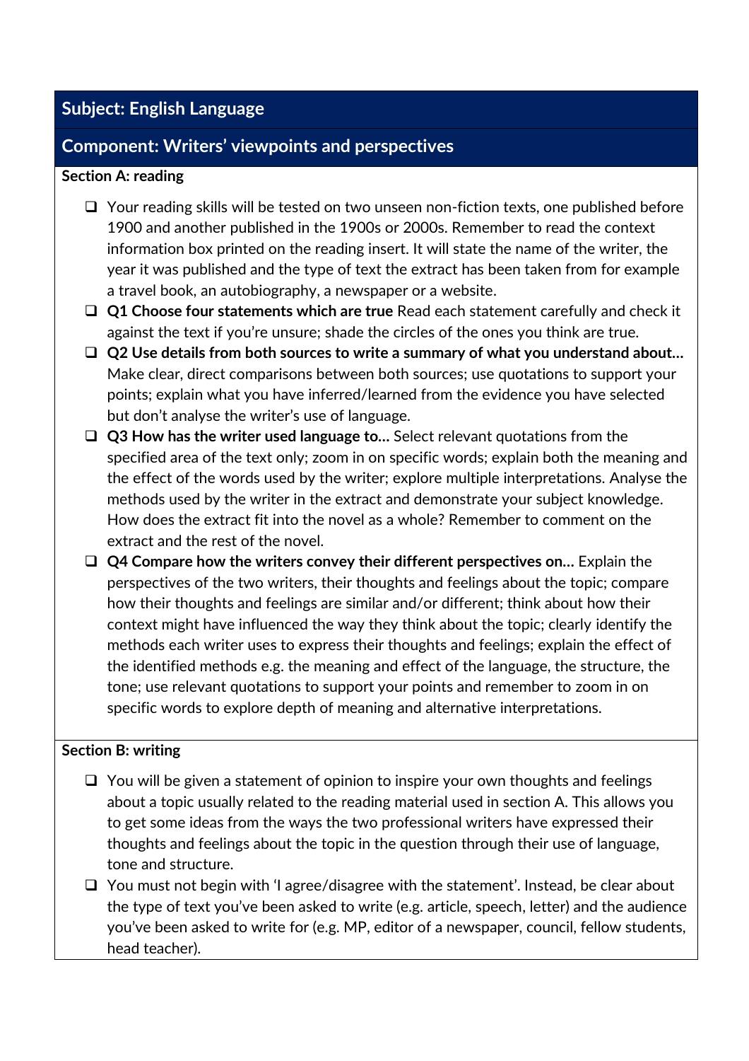## Subject: English Language

## Component: Writers' viewpoints and perspectives

### Section A: reading

- ❑ Your reading skills will be tested on two unseen non-fiction texts, one published before 1900 and another published in the 1900s or 2000s. Remember to read the context information box printed on the reading insert. It will state the name of the writer, the year it was published and the type of text the extract has been taken from for example a travel book, an autobiography, a newspaper or a website.
- ❑ **Q1 Choose four statements which are true** Read each statement carefully and check it against the text if you're unsure; shade the circles of the ones you think are true.
- ❑ **Q2 Use details from both sources to write a summary of what you understand about…** Make clear, direct comparisons between both sources; use quotations to support your points; explain what you have inferred/learned from the evidence you have selected but don't analyse the writer's use of language.
- ❑ **Q3 How has the writer used language to…** Select relevant quotations from the specified area of the text only; zoom in on specific words; explain both the meaning and the effect of the words used by the writer; explore multiple interpretations. Analyse the methods used by the writer in the extract and demonstrate your subject knowledge. How does the extract fit into the novel as a whole? Remember to comment on the extract and the rest of the novel.
- ❑ **Q4 Compare how the writers convey their different perspectives on…** Explain the perspectives of the two writers, their thoughts and feelings about the topic; compare how their thoughts and feelings are similar and/or different; think about how their context might have influenced the way they think about the topic; clearly identify the methods each writer uses to express their thoughts and feelings; explain the effect of the identified methods e.g. the meaning and effect of the language, the structure, the tone; use relevant quotations to support your points and remember to zoom in on specific words to explore depth of meaning and alternative interpretations.

### Section B: writing

- ❑ You will be given a statement of opinion to inspire your own thoughts and feelings about a topic usually related to the reading material used in section A. This allows you to get some ideas from the ways the two professional writers have expressed their thoughts and feelings about the topic in the question through their use of language, tone and structure.
- ❑ You must not begin with 'I agree/disagree with the statement'. Instead, be clear about the type of text you've been asked to write (e.g. article, speech, letter) and the audience you've been asked to write for (e.g. MP, editor of a newspaper, council, fellow students, head teacher).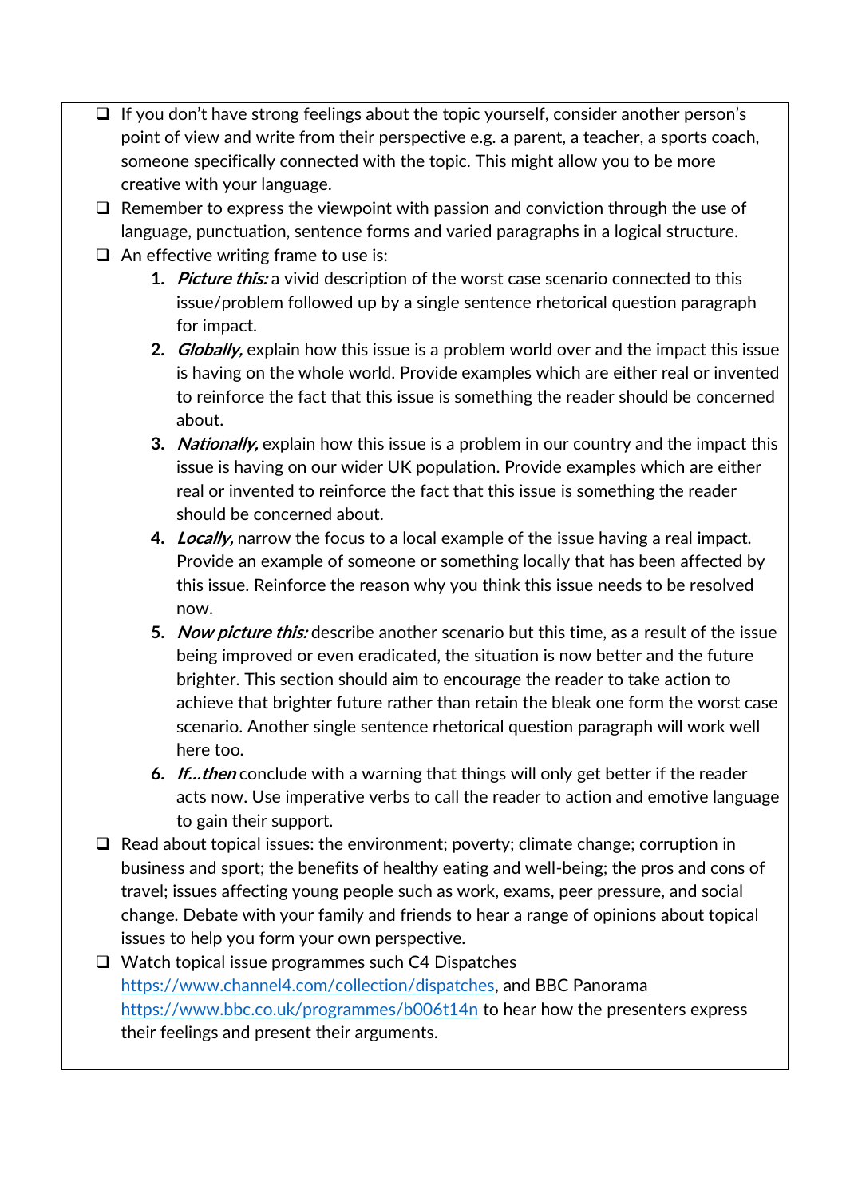- If you don't have strong feelings about the topic yourself, consider another person's point of view and write from their perspective e.g. a parent, a teacher, a sports coach, someone specifically connected with the topic. This might allow you to be more creative with your language.
- Remember to express the viewpoint with passion and conviction through the use of language, punctuation, sentence forms and varied paragraphs in a logical structure.
- An effective writing frame to use is:
  1. ***Picture this:*** a vivid description of the worst case scenario connected to this issue/problem followed up by a single sentence rhetorical question paragraph for impact.
  2. ***Globally,*** explain how this issue is a problem world over and the impact this issue is having on the whole world. Provide examples which are either real or invented to reinforce the fact that this issue is something the reader should be concerned about.
  3. ***Nationally,*** explain how this issue is a problem in our country and the impact this issue is having on our wider UK population. Provide examples which are either real or invented to reinforce the fact that this issue is something the reader should be concerned about.
  4. ***Locally,*** narrow the focus to a local example of the issue having a real impact. Provide an example of someone or something locally that has been affected by this issue. Reinforce the reason why you think this issue needs to be resolved now.
  5. ***Now picture this:*** describe another scenario but this time, as a result of the issue being improved or even eradicated, the situation is now better and the future brighter. This section should aim to encourage the reader to take action to achieve that brighter future rather than retain the bleak one form the worst case scenario. Another single sentence rhetorical question paragraph will work well here too.
  6. ***If…then*** conclude with a warning that things will only get better if the reader acts now. Use imperative verbs to call the reader to action and emotive language to gain their support.
- Read about topical issues: the environment; poverty; climate change; corruption in business and sport; the benefits of healthy eating and well-being; the pros and cons of travel; issues affecting young people such as work, exams, peer pressure, and social change. Debate with your family and friends to hear a range of opinions about topical issues to help you form your own perspective.
- Watch topical issue programmes such C4 Dispatches https://www.channel4.com/collection/dispatches, and BBC Panorama https://www.bbc.co.uk/programmes/b006t14n to hear how the presenters express their feelings and present their arguments.